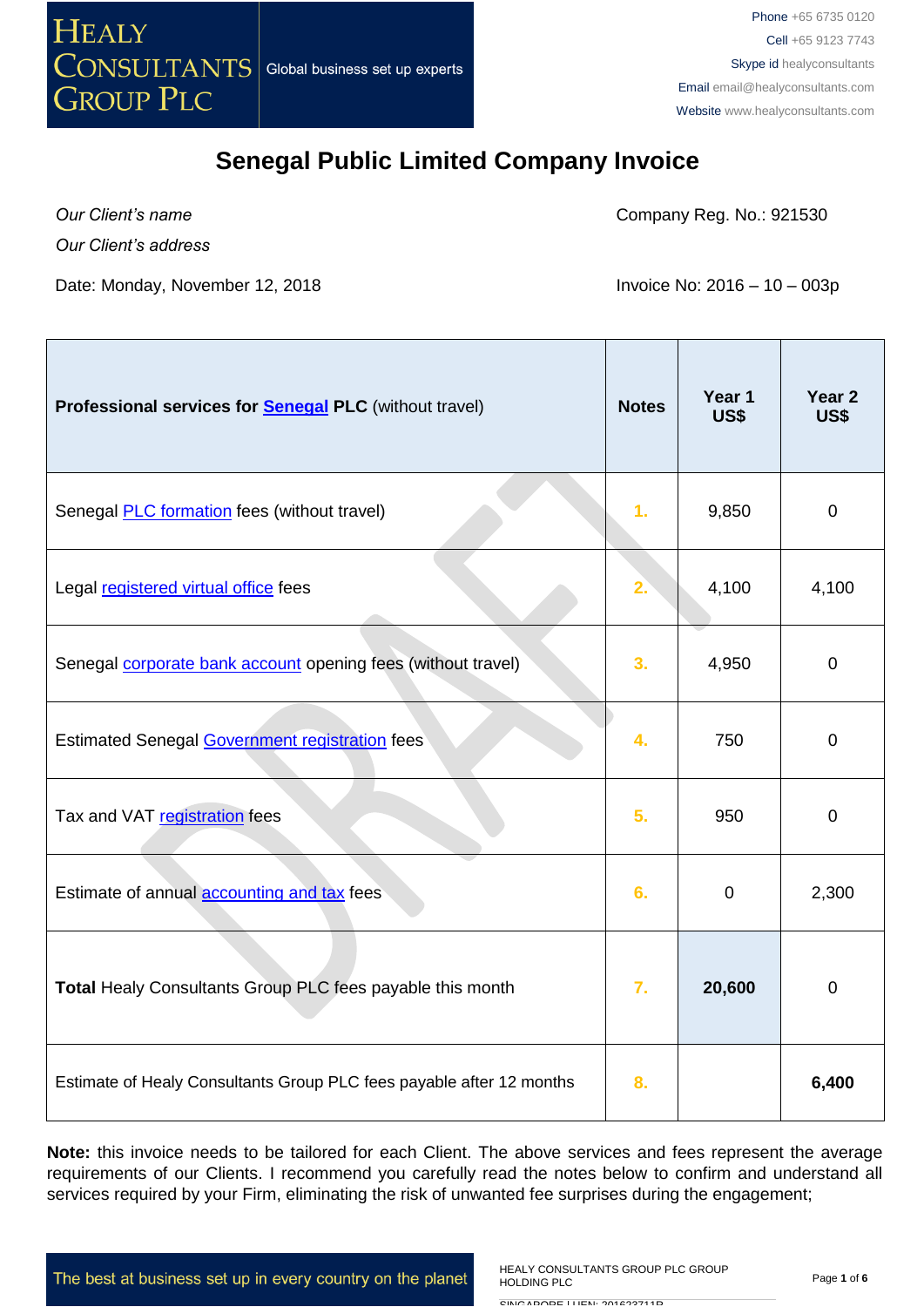# Senegal Public Limited Company Invoice

*Our Client's name*

*Our Client's address*

Company Reg. No.: 921530

Date: Monday, November 12, 2018

Invoice No: 2016 – 10 – 003p

| **Professional services for Senegal PLC** (without travel) | **Notes** | **Year 1 US$** | **Year 2 US$** |
|---|---|---|---|
| Senegal PLC formation fees (without travel) | 1. | 9,850 | 0 |
| Legal registered virtual office fees | 2. | 4,100 | 4,100 |
| Senegal corporate bank account opening fees (without travel) | 3. | 4,950 | 0 |
| Estimated Senegal Government registration fees | 4. | 750 | 0 |
| Tax and VAT registration fees | 5. | 950 | 0 |
| Estimate of annual accounting and tax fees | 6. | 0 | 2,300 |
| **Total** Healy Consultants Group PLC fees payable this month | 7. | **20,600** | 0 |
| Estimate of Healy Consultants Group PLC fees payable after 12 months | 8. | | **6,400** |

**Note:** this invoice needs to be tailored for each Client. The above services and fees represent the average requirements of our Clients. I recommend you carefully read the notes below to confirm and understand all services required by your Firm, eliminating the risk of unwanted fee surprises during the engagement;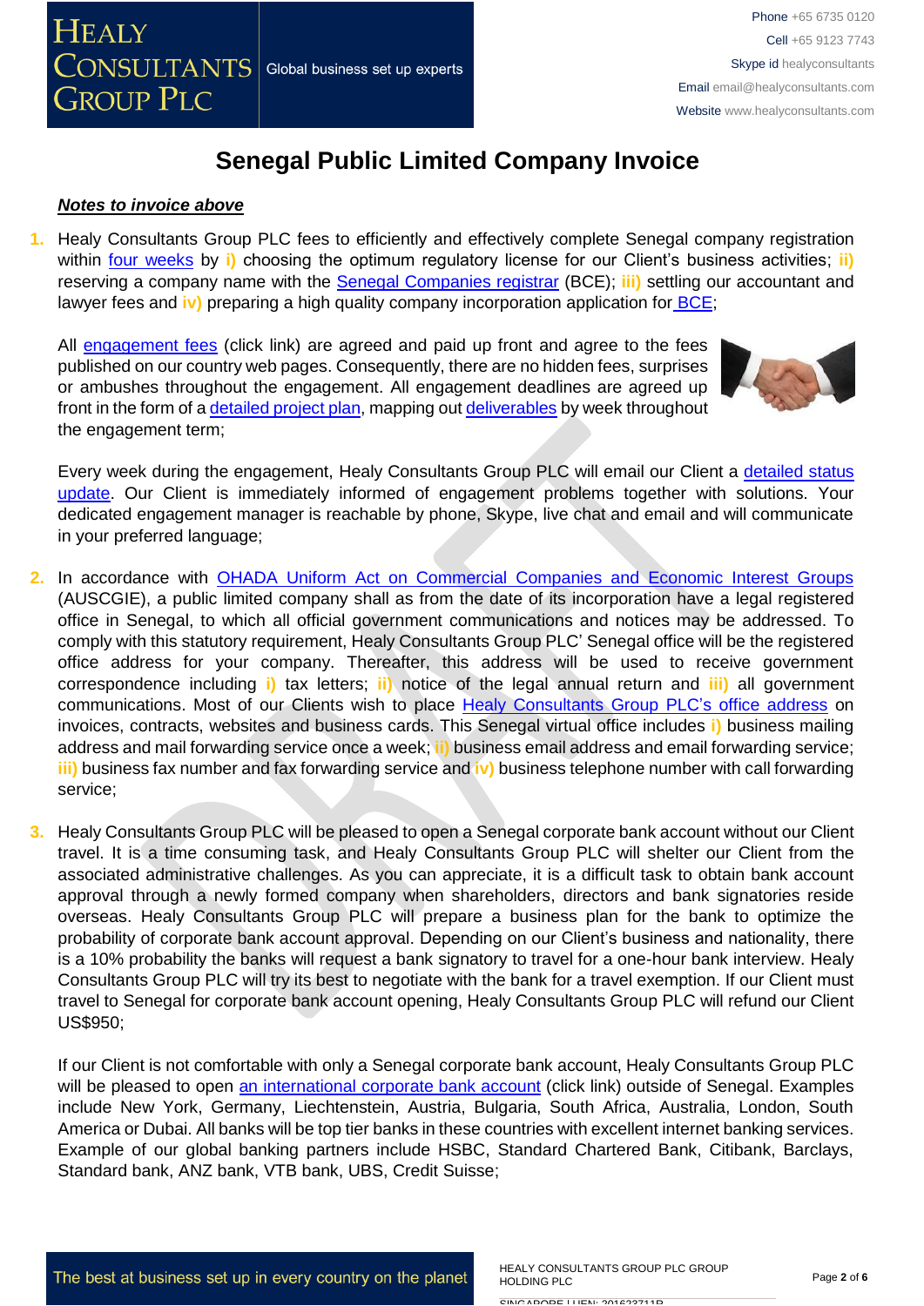# Senegal Public Limited Company Invoice

***Notes to invoice above***

1. Healy Consultants Group PLC fees to efficiently and effectively complete Senegal company registration within four weeks by **i)** choosing the optimum regulatory license for our Client's business activities; **ii)** reserving a company name with the Senegal Companies registrar (BCE); **iii)** settling our accountant and lawyer fees and **iv)** preparing a high quality company incorporation application for BCE;

   All engagement fees (click link) are agreed and paid up front and agree to the fees published on our country web pages. Consequently, there are no hidden fees, surprises or ambushes throughout the engagement. All engagement deadlines are agreed up front in the form of a detailed project plan, mapping out deliverables by week throughout the engagement term;

   Every week during the engagement, Healy Consultants Group PLC will email our Client a detailed status update. Our Client is immediately informed of engagement problems together with solutions. Your dedicated engagement manager is reachable by phone, Skype, live chat and email and will communicate in your preferred language;

2. In accordance with OHADA Uniform Act on Commercial Companies and Economic Interest Groups (AUSCGIE), a public limited company shall as from the date of its incorporation have a legal registered office in Senegal, to which all official government communications and notices may be addressed. To comply with this statutory requirement, Healy Consultants Group PLC' Senegal office will be the registered office address for your company. Thereafter, this address will be used to receive government correspondence including **i)** tax letters; **ii)** notice of the legal annual return and **iii)** all government communications. Most of our Clients wish to place Healy Consultants Group PLC's office address on invoices, contracts, websites and business cards. This Senegal virtual office includes **i)** business mailing address and mail forwarding service once a week; **ii)** business email address and email forwarding service; **iii)** business fax number and fax forwarding service and **iv)** business telephone number with call forwarding service;

3. Healy Consultants Group PLC will be pleased to open a Senegal corporate bank account without our Client travel. It is a time consuming task, and Healy Consultants Group PLC will shelter our Client from the associated administrative challenges. As you can appreciate, it is a difficult task to obtain bank account approval through a newly formed company when shareholders, directors and bank signatories reside overseas. Healy Consultants Group PLC will prepare a business plan for the bank to optimize the probability of corporate bank account approval. Depending on our Client's business and nationality, there is a 10% probability the banks will request a bank signatory to travel for a one-hour bank interview. Healy Consultants Group PLC will try its best to negotiate with the bank for a travel exemption. If our Client must travel to Senegal for corporate bank account opening, Healy Consultants Group PLC will refund our Client US$950;

   If our Client is not comfortable with only a Senegal corporate bank account, Healy Consultants Group PLC will be pleased to open an international corporate bank account (click link) outside of Senegal. Examples include New York, Germany, Liechtenstein, Austria, Bulgaria, South Africa, Australia, London, South America or Dubai. All banks will be top tier banks in these countries with excellent internet banking services. Example of our global banking partners include HSBC, Standard Chartered Bank, Citibank, Barclays, Standard bank, ANZ bank, VTB bank, UBS, Credit Suisse;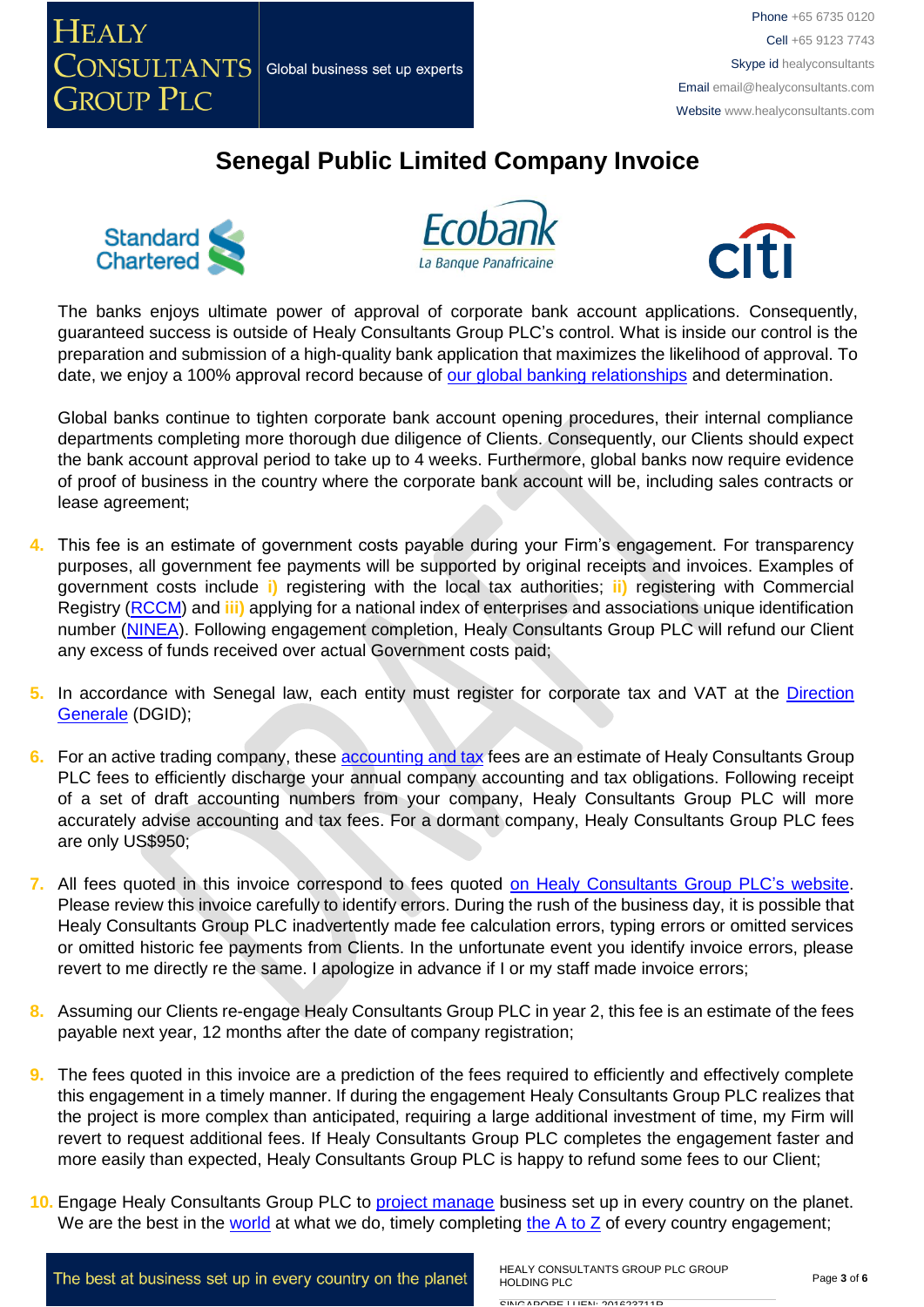# Senegal Public Limited Company Invoice

The banks enjoys ultimate power of approval of corporate bank account applications. Consequently, guaranteed success is outside of Healy Consultants Group PLC's control. What is inside our control is the preparation and submission of a high-quality bank application that maximizes the likelihood of approval. To date, we enjoy a 100% approval record because of our global banking relationships and determination.

Global banks continue to tighten corporate bank account opening procedures, their internal compliance departments completing more thorough due diligence of Clients. Consequently, our Clients should expect the bank account approval period to take up to 4 weeks. Furthermore, global banks now require evidence of proof of business in the country where the corporate bank account will be, including sales contracts or lease agreement;

4. This fee is an estimate of government costs payable during your Firm's engagement. For transparency purposes, all government fee payments will be supported by original receipts and invoices. Examples of government costs include **i)** registering with the local tax authorities; **ii)** registering with Commercial Registry (RCCM) and **iii)** applying for a national index of enterprises and associations unique identification number (NINEA). Following engagement completion, Healy Consultants Group PLC will refund our Client any excess of funds received over actual Government costs paid;

5. In accordance with Senegal law, each entity must register for corporate tax and VAT at the Direction Generale (DGID);

6. For an active trading company, these accounting and tax fees are an estimate of Healy Consultants Group PLC fees to efficiently discharge your annual company accounting and tax obligations. Following receipt of a set of draft accounting numbers from your company, Healy Consultants Group PLC will more accurately advise accounting and tax fees. For a dormant company, Healy Consultants Group PLC fees are only US$950;

7. All fees quoted in this invoice correspond to fees quoted on Healy Consultants Group PLC's website. Please review this invoice carefully to identify errors. During the rush of the business day, it is possible that Healy Consultants Group PLC inadvertently made fee calculation errors, typing errors or omitted services or omitted historic fee payments from Clients. In the unfortunate event you identify invoice errors, please revert to me directly re the same. I apologize in advance if I or my staff made invoice errors;

8. Assuming our Clients re-engage Healy Consultants Group PLC in year 2, this fee is an estimate of the fees payable next year, 12 months after the date of company registration;

9. The fees quoted in this invoice are a prediction of the fees required to efficiently and effectively complete this engagement in a timely manner. If during the engagement Healy Consultants Group PLC realizes that the project is more complex than anticipated, requiring a large additional investment of time, my Firm will revert to request additional fees. If Healy Consultants Group PLC completes the engagement faster and more easily than expected, Healy Consultants Group PLC is happy to refund some fees to our Client;

10. Engage Healy Consultants Group PLC to project manage business set up in every country on the planet. We are the best in the world at what we do, timely completing the A to Z of every country engagement;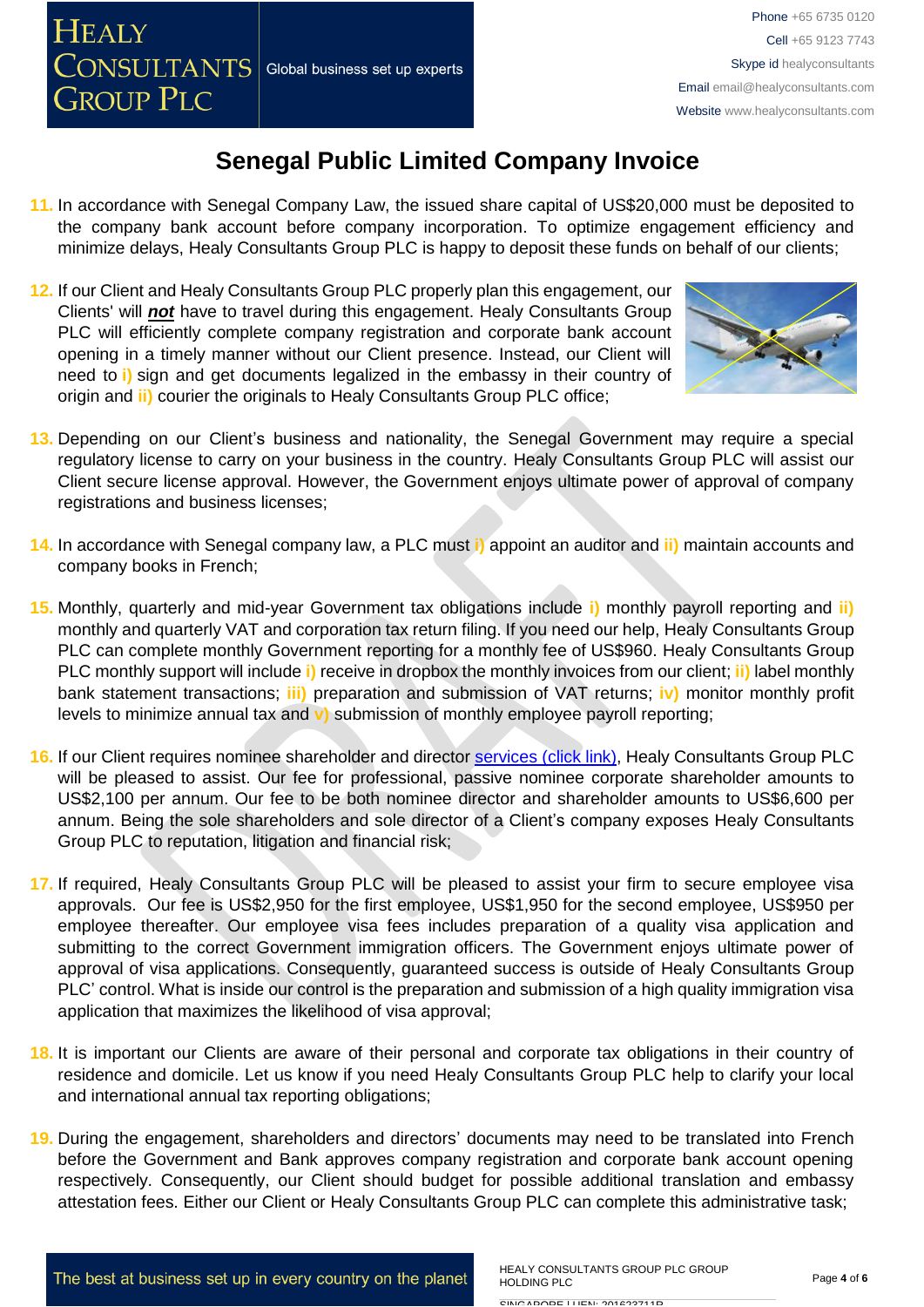# Senegal Public Limited Company Invoice

11. In accordance with Senegal Company Law, the issued share capital of US$20,000 must be deposited to the company bank account before company incorporation. To optimize engagement efficiency and minimize delays, Healy Consultants Group PLC is happy to deposit these funds on behalf of our clients;

12. If our Client and Healy Consultants Group PLC properly plan this engagement, our Clients' will ***not*** have to travel during this engagement. Healy Consultants Group PLC will efficiently complete company registration and corporate bank account opening in a timely manner without our Client presence. Instead, our Client will need to i) sign and get documents legalized in the embassy in their country of origin and ii) courier the originals to Healy Consultants Group PLC office;

13. Depending on our Client's business and nationality, the Senegal Government may require a special regulatory license to carry on your business in the country. Healy Consultants Group PLC will assist our Client secure license approval. However, the Government enjoys ultimate power of approval of company registrations and business licenses;

14. In accordance with Senegal company law, a PLC must i) appoint an auditor and ii) maintain accounts and company books in French;

15. Monthly, quarterly and mid-year Government tax obligations include i) monthly payroll reporting and ii) monthly and quarterly VAT and corporation tax return filing. If you need our help, Healy Consultants Group PLC can complete monthly Government reporting for a monthly fee of US$960. Healy Consultants Group PLC monthly support will include i) receive in dropbox the monthly invoices from our client; ii) label monthly bank statement transactions; iii) preparation and submission of VAT returns; iv) monitor monthly profit levels to minimize annual tax and v) submission of monthly employee payroll reporting;

16. If our Client requires nominee shareholder and director services (click link), Healy Consultants Group PLC will be pleased to assist. Our fee for professional, passive nominee corporate shareholder amounts to US$2,100 per annum. Our fee to be both nominee director and shareholder amounts to US$6,600 per annum. Being the sole shareholders and sole director of a Client's company exposes Healy Consultants Group PLC to reputation, litigation and financial risk;

17. If required, Healy Consultants Group PLC will be pleased to assist your firm to secure employee visa approvals. Our fee is US$2,950 for the first employee, US$1,950 for the second employee, US$950 per employee thereafter. Our employee visa fees includes preparation of a quality visa application and submitting to the correct Government immigration officers. The Government enjoys ultimate power of approval of visa applications. Consequently, guaranteed success is outside of Healy Consultants Group PLC' control. What is inside our control is the preparation and submission of a high quality immigration visa application that maximizes the likelihood of visa approval;

18. It is important our Clients are aware of their personal and corporate tax obligations in their country of residence and domicile. Let us know if you need Healy Consultants Group PLC help to clarify your local and international annual tax reporting obligations;

19. During the engagement, shareholders and directors' documents may need to be translated into French before the Government and Bank approves company registration and corporate bank account opening respectively. Consequently, our Client should budget for possible additional translation and embassy attestation fees. Either our Client or Healy Consultants Group PLC can complete this administrative task;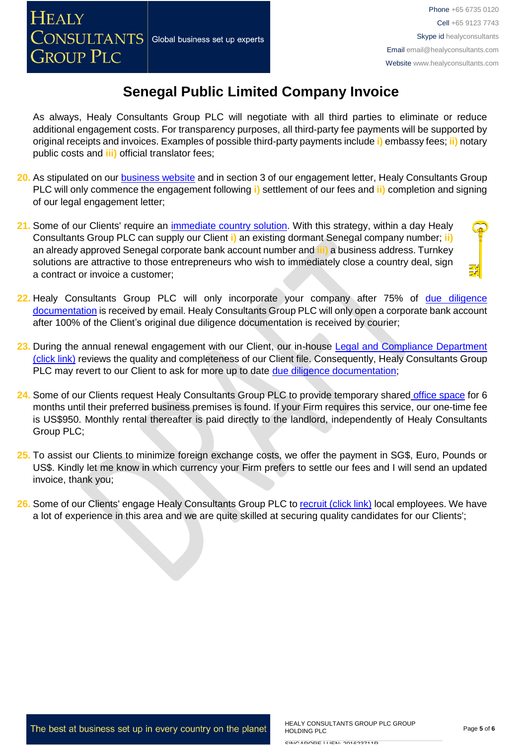# Senegal Public Limited Company Invoice

As always, Healy Consultants Group PLC will negotiate with all third parties to eliminate or reduce additional engagement costs. For transparency purposes, all third-party fee payments will be supported by original receipts and invoices. Examples of possible third-party payments include **i)** embassy fees; **ii)** notary public costs and **iii)** official translator fees;

20. As stipulated on our business website and in section 3 of our engagement letter, Healy Consultants Group PLC will only commence the engagement following **i)** settlement of our fees and **ii)** completion and signing of our legal engagement letter;

21. Some of our Clients' require an immediate country solution. With this strategy, within a day Healy Consultants Group PLC can supply our Client **i)** an existing dormant Senegal company number; **ii)** an already approved Senegal corporate bank account number and **iii)** a business address. Turnkey solutions are attractive to those entrepreneurs who wish to immediately close a country deal, sign a contract or invoice a customer;

22. Healy Consultants Group PLC will only incorporate your company after 75% of due diligence documentation is received by email. Healy Consultants Group PLC will only open a corporate bank account after 100% of the Client's original due diligence documentation is received by courier;

23. During the annual renewal engagement with our Client, our in-house Legal and Compliance Department (click link) reviews the quality and completeness of our Client file. Consequently, Healy Consultants Group PLC may revert to our Client to ask for more up to date due diligence documentation;

24. Some of our Clients request Healy Consultants Group PLC to provide temporary shared office space for 6 months until their preferred business premises is found. If your Firm requires this service, our one-time fee is US$950. Monthly rental thereafter is paid directly to the landlord, independently of Healy Consultants Group PLC;

25. To assist our Clients to minimize foreign exchange costs, we offer the payment in SG$, Euro, Pounds or US$. Kindly let me know in which currency your Firm prefers to settle our fees and I will send an updated invoice, thank you;

26. Some of our Clients' engage Healy Consultants Group PLC to recruit (click link) local employees. We have a lot of experience in this area and we are quite skilled at securing quality candidates for our Clients';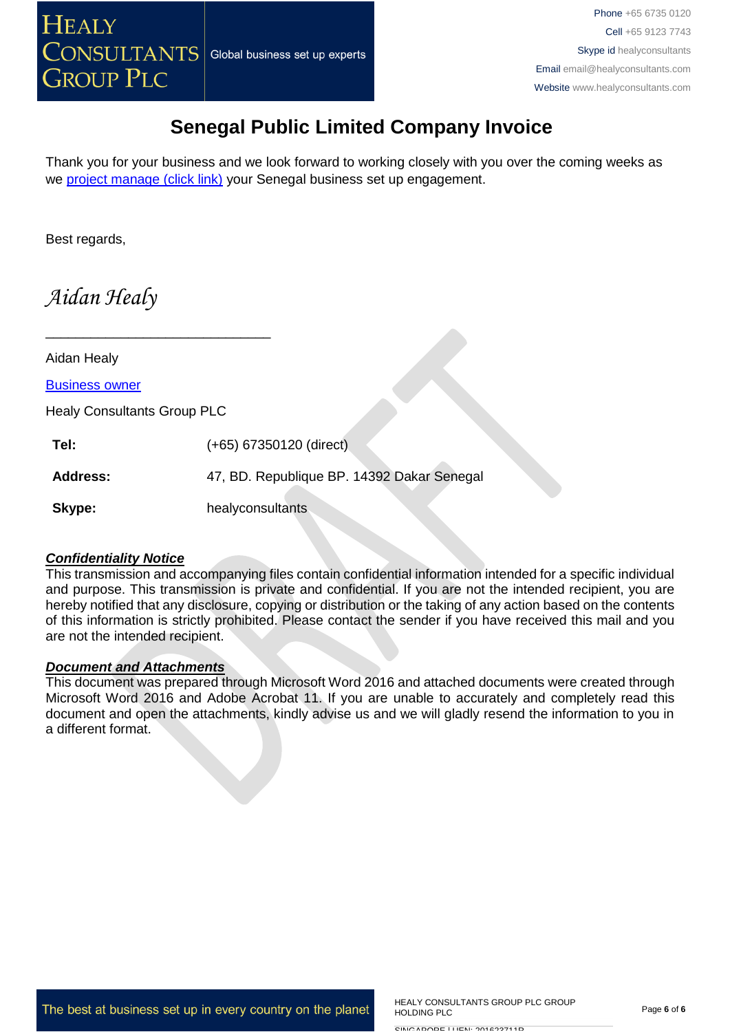# Senegal Public Limited Company Invoice

Thank you for your business and we look forward to working closely with you over the coming weeks as we [project manage (click link)]() your Senegal business set up engagement.

Best regards,

*Aidan Healy*

______________________________

Aidan Healy

[Business owner]()

Healy Consultants Group PLC

| | |
|---|---|
| **Tel:** | (+65) 67350120 (direct) |
| **Address:** | 47, BD. Republique BP. 14392 Dakar Senegal |
| **Skype:** | healyconsultants |

***Confidentiality Notice***

This transmission and accompanying files contain confidential information intended for a specific individual and purpose. This transmission is private and confidential. If you are not the intended recipient, you are hereby notified that any disclosure, copying or distribution or the taking of any action based on the contents of this information is strictly prohibited. Please contact the sender if you have received this mail and you are not the intended recipient.

***Document and Attachments***

This document was prepared through Microsoft Word 2016 and attached documents were created through Microsoft Word 2016 and Adobe Acrobat 11. If you are unable to accurately and completely read this document and open the attachments, kindly advise us and we will gladly resend the information to you in a different format.